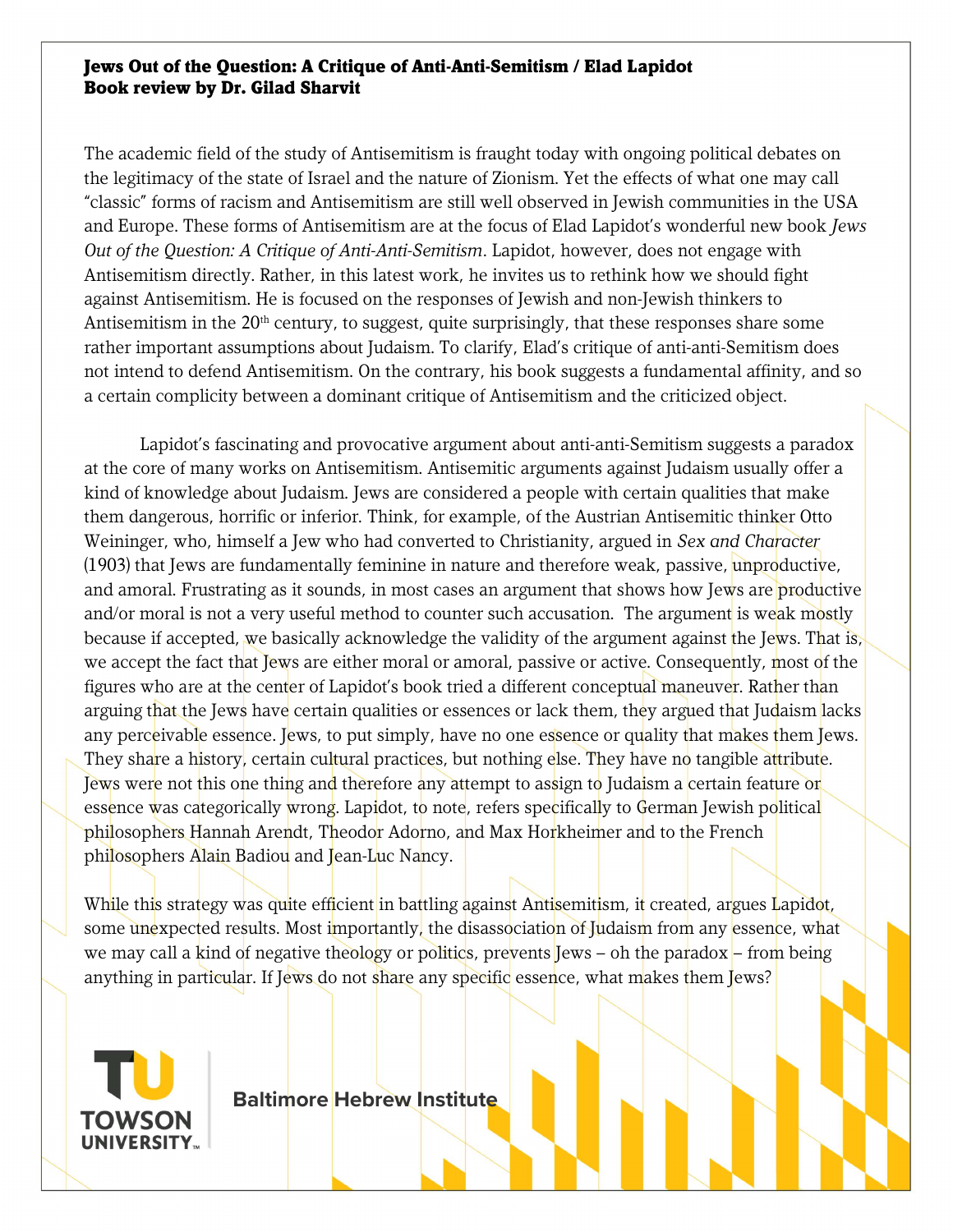**Jews Out of the Question: A Critique of Anti-Anti-Semitism / Elad Lapidot**
**Book review by Dr. Gilad Sharvit**

The academic field of the study of Antisemitism is fraught today with ongoing political debates on the legitimacy of the state of Israel and the nature of Zionism. Yet the effects of what one may call "classic" forms of racism and Antisemitism are still well observed in Jewish communities in the USA and Europe. These forms of Antisemitism are at the focus of Elad Lapidot's wonderful new book *Jews Out of the Question: A Critique of Anti-Anti-Semitism*. Lapidot, however, does not engage with Antisemitism directly. Rather, in this latest work, he invites us to rethink how we should fight against Antisemitism. He is focused on the responses of Jewish and non-Jewish thinkers to Antisemitism in the 20th century, to suggest, quite surprisingly, that these responses share some rather important assumptions about Judaism. To clarify, Elad's critique of anti-anti-Semitism does not intend to defend Antisemitism. On the contrary, his book suggests a fundamental affinity, and so a certain complicity between a dominant critique of Antisemitism and the criticized object.

Lapidot's fascinating and provocative argument about anti-anti-Semitism suggests a paradox at the core of many works on Antisemitism. Antisemitic arguments against Judaism usually offer a kind of knowledge about Judaism. Jews are considered a people with certain qualities that make them dangerous, horrific or inferior. Think, for example, of the Austrian Antisemitic thinker Otto Weininger, who, himself a Jew who had converted to Christianity, argued in *Sex and Character* (1903) that Jews are fundamentally feminine in nature and therefore weak, passive, unproductive, and amoral. Frustrating as it sounds, in most cases an argument that shows how Jews are productive and/or moral is not a very useful method to counter such accusation. The argument is weak mostly because if accepted, we basically acknowledge the validity of the argument against the Jews. That is, we accept the fact that Jews are either moral or amoral, passive or active. Consequently, most of the figures who are at the center of Lapidot's book tried a different conceptual maneuver. Rather than arguing that the Jews have certain qualities or essences or lack them, they argued that Judaism lacks any perceivable essence. Jews, to put simply, have no one essence or quality that makes them Jews. They share a history, certain cultural practices, but nothing else. They have no tangible attribute. Jews were not this one thing and therefore any attempt to assign to Judaism a certain feature or essence was categorically wrong. Lapidot, to note, refers specifically to German Jewish political philosophers Hannah Arendt, Theodor Adorno, and Max Horkheimer and to the French philosophers Alain Badiou and Jean-Luc Nancy.

While this strategy was quite efficient in battling against Antisemitism, it created, argues Lapidot, some unexpected results. Most importantly, the disassociation of Judaism from any essence, what we may call a kind of negative theology or politics, prevents Jews – oh the paradox – from being anything in particular. If Jews do not share any specific essence, what makes them Jews?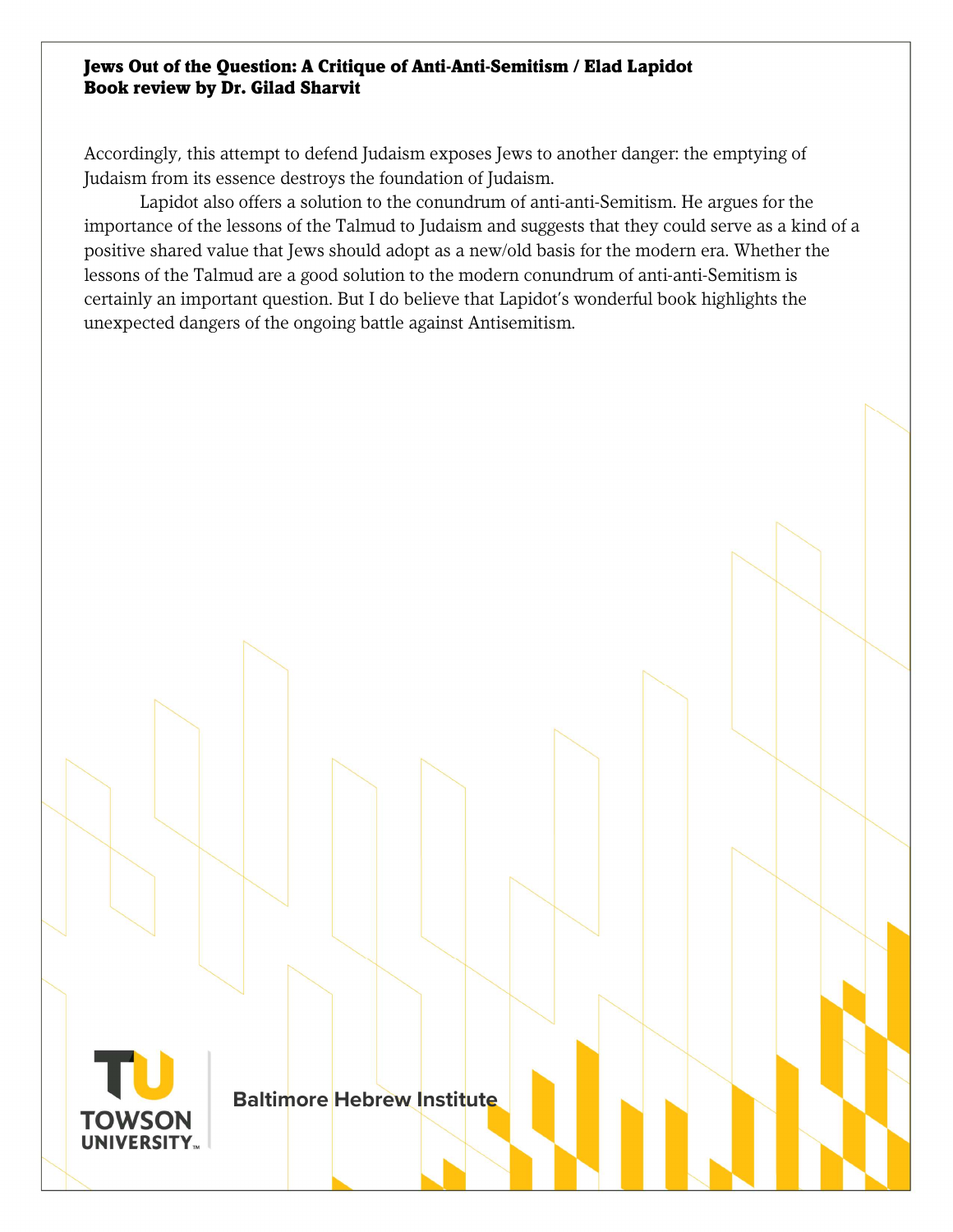Accordingly, this attempt to defend Judaism exposes Jews to another danger: the emptying of Judaism from its essence destroys the foundation of Judaism.

Lapidot also offers a solution to the conundrum of anti-anti-Semitism. He argues for the importance of the lessons of the Talmud to Judaism and suggests that they could serve as a kind of a positive shared value that Jews should adopt as a new/old basis for the modern era. Whether the lessons of the Talmud are a good solution to the modern conundrum of anti-anti-Semitism is certainly an important question. But I do believe that Lapidot's wonderful book highlights the unexpected dangers of the ongoing battle against Antisemitism.